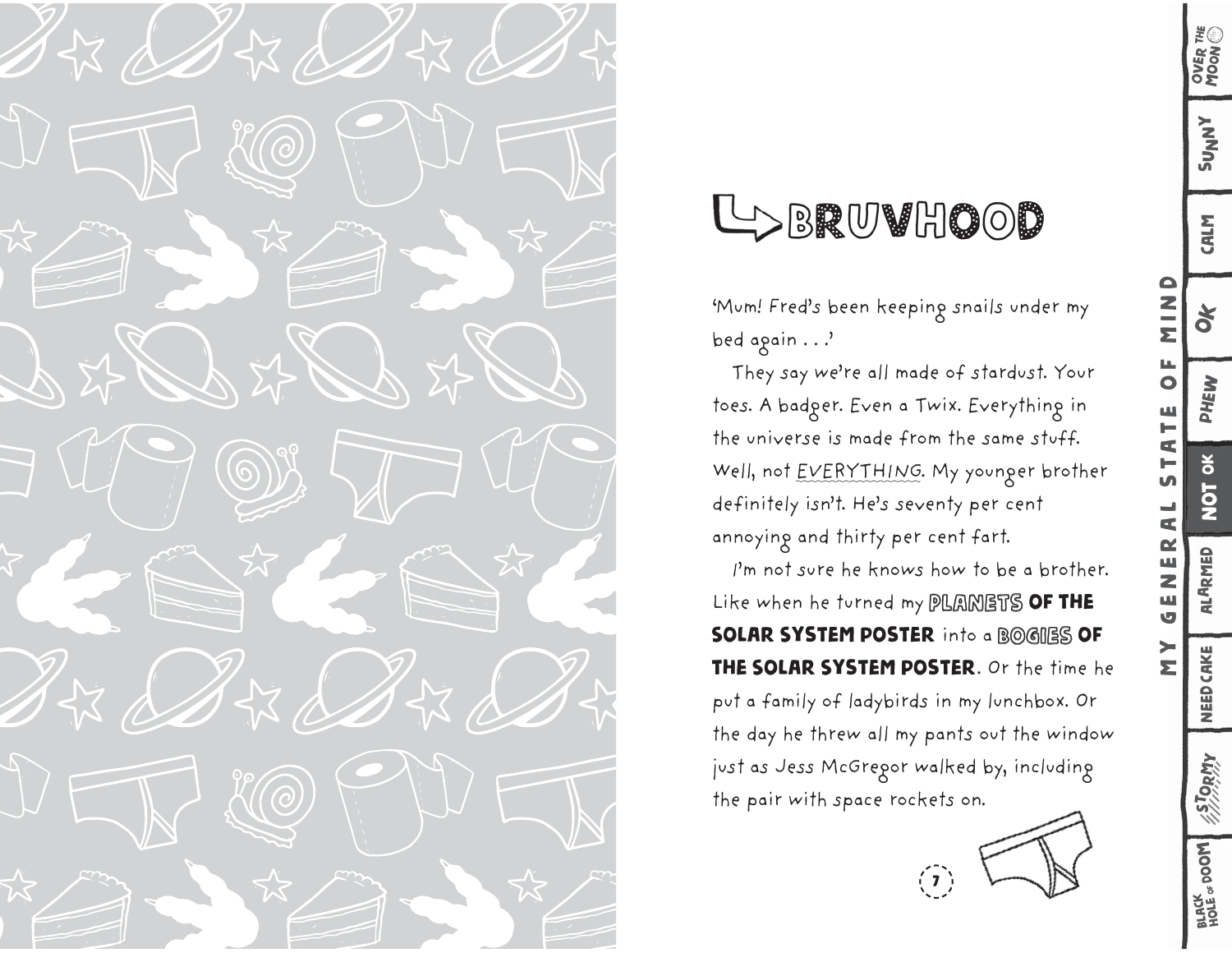# BRUVHOOD

'Mum! Fred's been keeping snails under my bed again . . .'

They say we're all made of stardust. Your toes. A badger. Even a Twix. Everything in the universe is made from the same stuff. Well, not EVERYTHING. My younger brother definitely isn't. He's seventy per cent annoying and thirty per cent fart.

I'm not sure he knows how to be a brother. Like when he turned my **PLANETS OF THE SOLAR SYSTEM POSTER** into a **BOGIES OF THE SOLAR SYSTEM POSTER**. Or the time he put a family of ladybirds in my lunchbox. Or the day he threw all my pants out the window just as Jess McGregor walked by, including the pair with space rockets on.

MY GENERAL STATE OF MIND: OVER THE MOON | SUNNY | CALM | OK | PHEW | **NOT OK** | ALARMED | NEED CAKE | STORMY | BLACK HOLE OF DOOM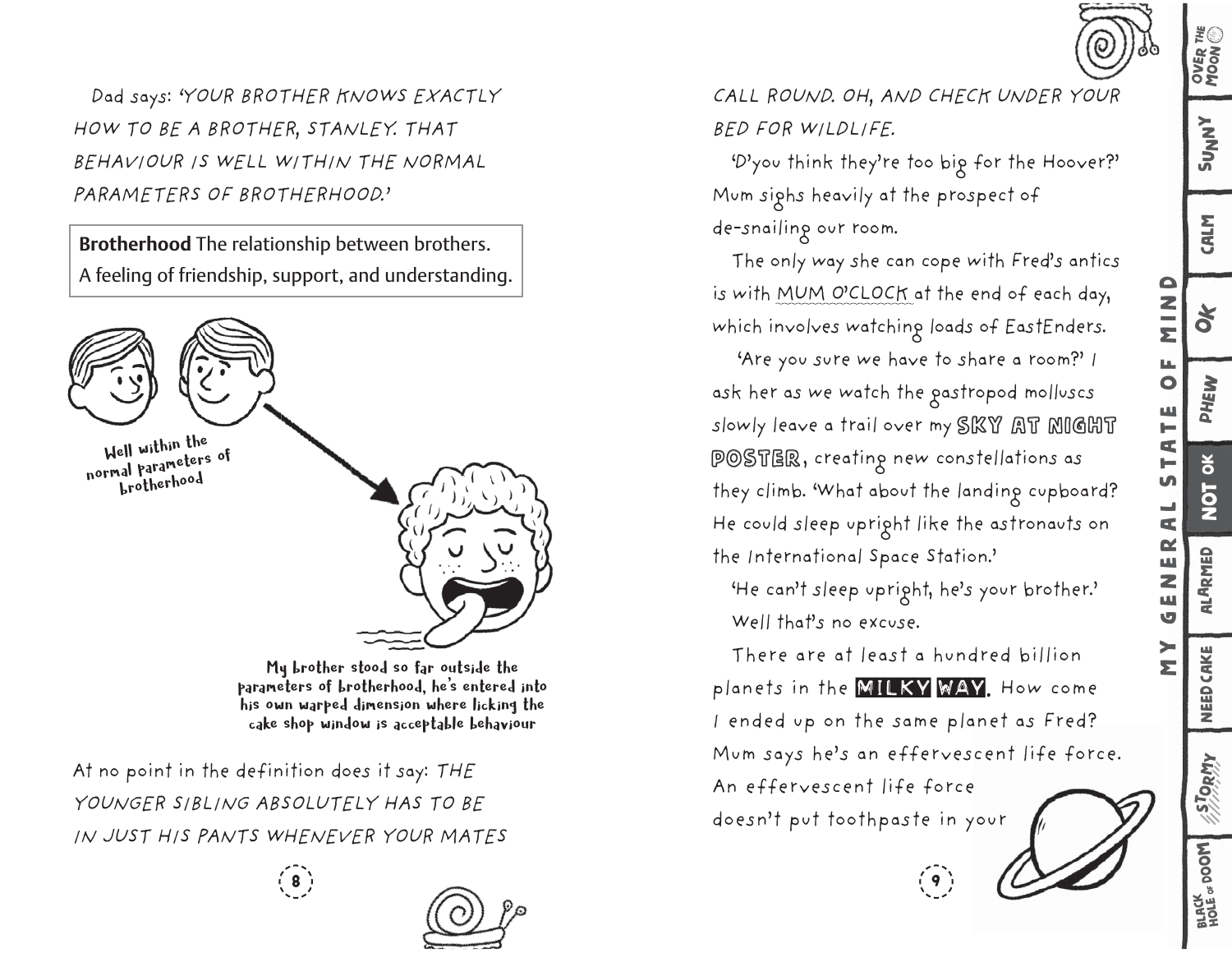Dad says: *'YOUR BROTHER KNOWS EXACTLY HOW TO BE A BROTHER, STANLEY. THAT BEHAVIOUR IS WELL WITHIN THE NORMAL PARAMETERS OF BROTHERHOOD.'*

> **Brotherhood** The relationship between brothers. A feeling of friendship, support, and understanding.

Well within the normal parameters of brotherhood

My brother stood so far outside the parameters of brotherhood, he's entered into his own warped dimension where licking the cake shop window is acceptable behaviour

At no point in the definition does it say: *THE YOUNGER SIBLING ABSOLUTELY HAS TO BE IN JUST HIS PANTS WHENEVER YOUR MATES CALL ROUND. OH, AND CHECK UNDER YOUR BED FOR WILDLIFE.*

'D'you think they're too big for the Hoover?' Mum sighs heavily at the prospect of de-snailing our room.

The only way she can cope with Fred's antics is with MUM O'CLOCK at the end of each day, which involves watching loads of EastEnders.

'Are you sure we have to share a room?' I ask her as we watch the gastropod molluscs slowly leave a trail over my **SKY AT NIGHT POSTER**, creating new constellations as they climb. 'What about the landing cupboard? He could sleep upright like the astronauts on the International Space Station.'

'He can't sleep upright, he's your brother.'

Well that's no excuse.

There are at least a hundred billion planets in the **MILKY WAY**. How come I ended up on the same planet as Fred? Mum says he's an effervescent life force. An effervescent life force doesn't put toothpaste in your

MY GENERAL STATE OF MIND: OVER THE MOON | SUNNY | CALM | OK | PHEW | **NOT OK** | ALARMED | NEED CAKE | STORMY | BLACK HOLE OF DOOM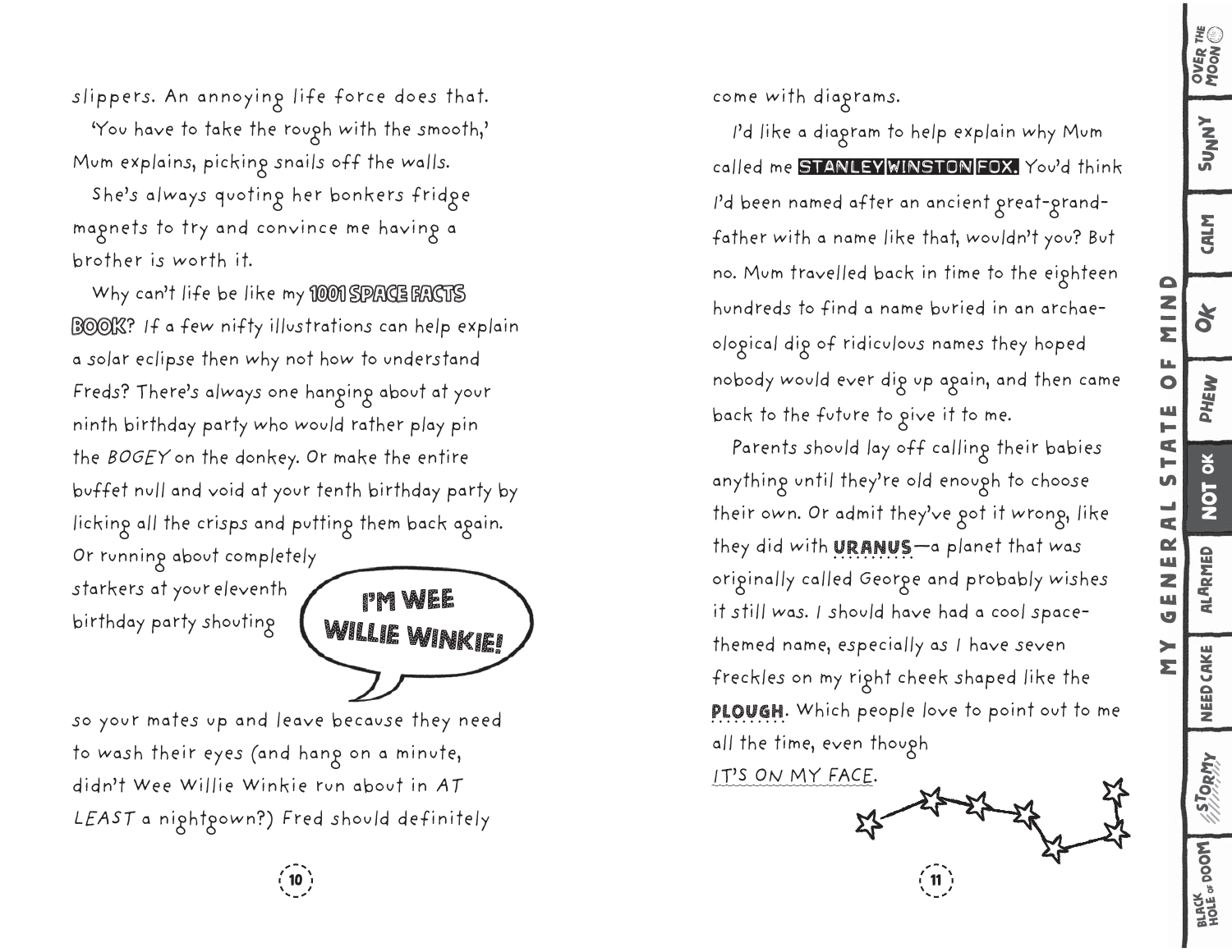slippers. An annoying life force does that.

'You have to take the rough with the smooth,' Mum explains, picking snails off the walls.

She's always quoting her bonkers fridge magnets to try and convince me having a brother is worth it.

Why can't life be like my **1001 SPACE FACTS BOOK**? If a few nifty illustrations can help explain a solar eclipse then why not how to understand Freds? There's always one hanging about at your ninth birthday party who would rather play pin the *BOGEY* on the donkey. Or make the entire buffet null and void at your tenth birthday party by licking all the crisps and putting them back again. Or running about completely starkers at your eleventh birthday party shouting

**I'M WEE WILLIE WINKIE!**

so your mates up and leave because they need to wash their eyes (and hang on a minute, didn't Wee Willie Winkie run about in *AT LEAST* a nightgown?) Fred should definitely come with diagrams.

I'd like a diagram to help explain why Mum called me **STANLEY WINSTON FOX.** You'd think I'd been named after an ancient great-grand-father with a name like that, wouldn't you? But no. Mum travelled back in time to the eighteen hundreds to find a name buried in an archae-ological dig of ridiculous names they hoped nobody would ever dig up again, and then came back to the future to give it to me.

Parents should lay off calling their babies anything until they're old enough to choose their own. Or admit they've got it wrong, like they did with **URANUS**—a planet that was originally called George and probably wishes it still was. I should have had a cool space-themed name, especially as I have seven freckles on my right cheek shaped like the **PLOUGH**. Which people love to point out to me all the time, even though IT'S ON MY FACE.

MY GENERAL STATE OF MIND: OVER THE MOON | SUNNY | CALM | OK | PHEW | **NOT OK** | ALARMED | NEED CAKE | STORMY | BLACK HOLE OF DOOM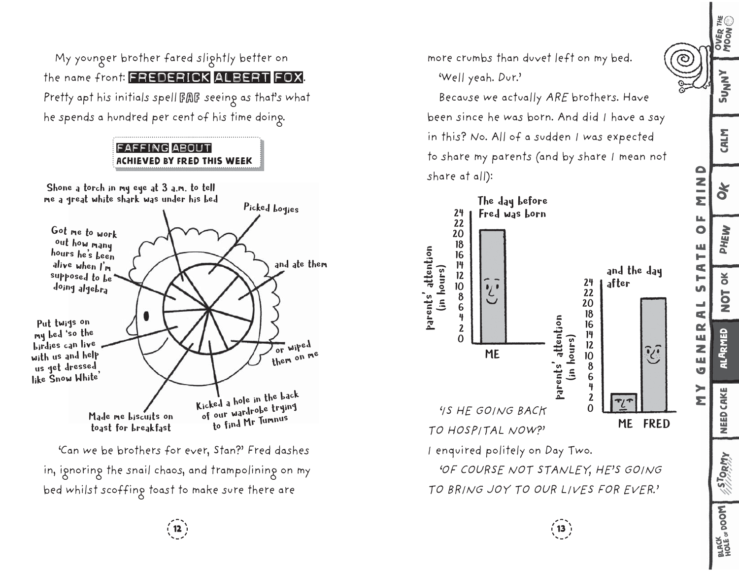My younger brother fared slightly better on the name front: **FREDERICK ALBERT FOX**. Pretty apt his initials spell **FAF** seeing as that's what he spends a hundred per cent of his time doing.

**FAFFING ABOUT**
**ACHIEVED BY FRED THIS WEEK**

- Shone a torch in my eye at 3 a.m. to tell me a great white shark was under his bed
- Picked bogies
- and ate them
- or wiped them on me
- Kicked a hole in the back of our wardrobe trying to find Mr Tumnus
- Made me biscuits on toast for breakfast
- Put twigs on my bed 'so the birdies can live with us and help us get dressed like Snow White'
- Got me to work out how many hours he's been alive when I'm supposed to be doing algebra

'Can we be brothers for ever, Stan?' Fred dashes in, ignoring the snail chaos, and trampolining on my bed whilst scoffing toast to make sure there are more crumbs than duvet left on my bed.

'Well yeah. Dur.'

Because we actually *ARE* brothers. Have been since he was born. And did I have a say in this? No. All of a sudden I was expected to share my parents (and by share I mean not share at all):

**The day before Fred was born**

| | Parents' attention (in hours) |
|---|---|
| ME | 21 |

**and the day after**

| | Parents' attention (in hours) |
|---|---|
| ME | 3 |
| FRED | 21 |

'IS HE GOING BACK TO HOSPITAL NOW?' I enquired politely on Day Two.

'OF COURSE NOT STANLEY, HE'S GOING TO BRING JOY TO OUR LIVES FOR EVER.'

MY GENERAL STATE OF MIND: OVER THE MOON | SUNNY | CALM | OK | PHEW | NOT OK | **ALARMED** | NEED CAKE | STORMY | BLACK HOLE OF DOOM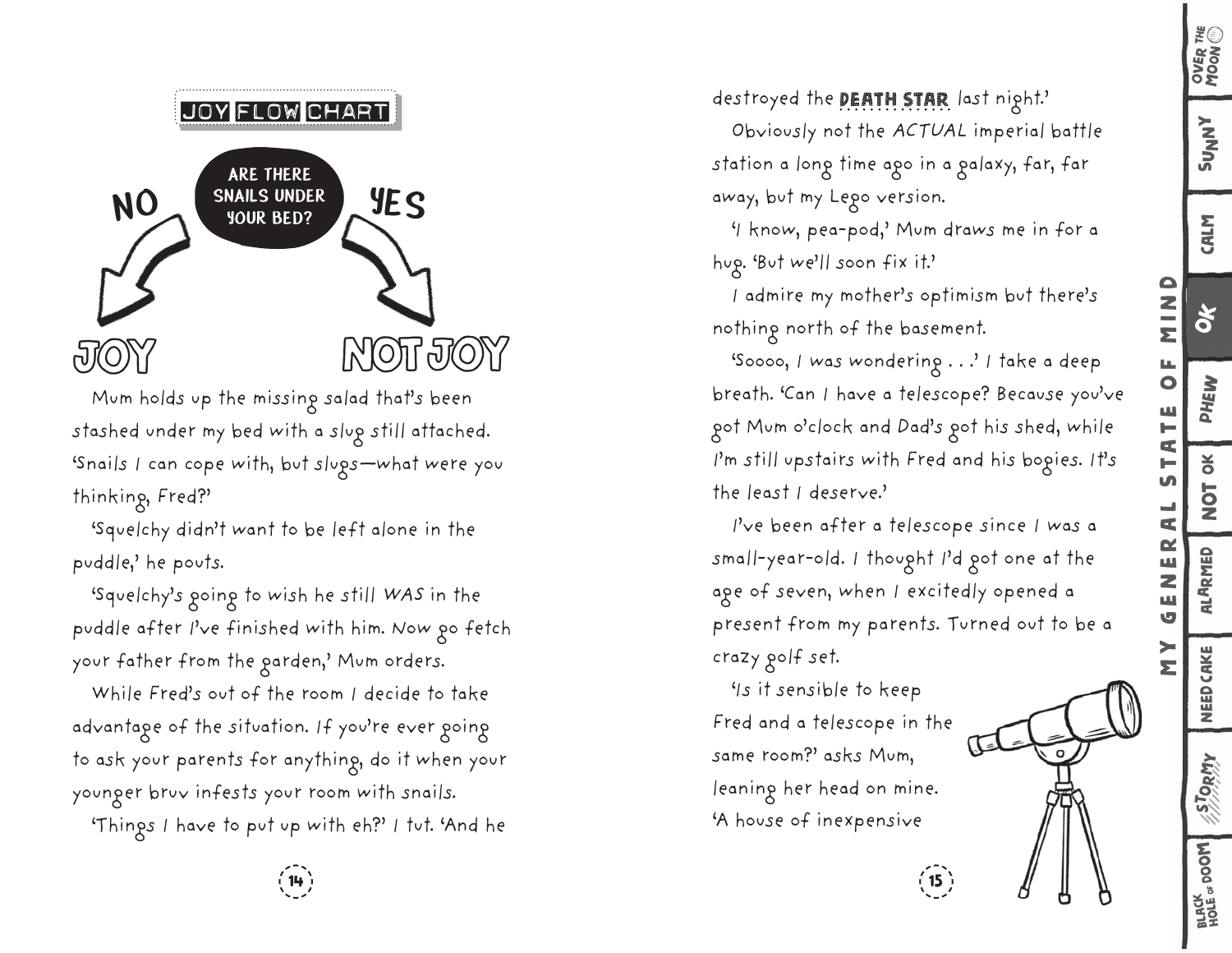## JOY FLOW CHART

**ARE THERE SNAILS UNDER YOUR BED?**

NO → **JOY**

YES → **NOT JOY**

Mum holds up the missing salad that's been stashed under my bed with a *slug* still attached. 'Snails I can cope with, but slugs—what were you thinking, Fred?'

'Squelchy didn't want to be left alone in the puddle,' he pouts.

'Squelchy's going to wish he still *WAS* in the puddle after I've finished with him. Now go fetch your father from the garden,' Mum orders.

While Fred's out of the room I decide to take advantage of the situation. If you're ever going to ask your parents for anything, do it when your younger bruv infests your room with snails.

'Things I have to put up with eh?' I tut. 'And he destroyed the **DEATH STAR** last night.'

Obviously not the *ACTUAL* imperial battle station a long time ago in a galaxy, far, far away, but my Lego version.

'I know, pea-pod,' Mum draws me in for a hug. 'But we'll soon fix it.'

I admire my mother's optimism but there's nothing north of the basement.

'Soooo, I was wondering . . .' I take a deep breath. 'Can I have a telescope? Because you've got Mum o'clock and Dad's got his shed, while I'm still upstairs with Fred and his bogies. It's the least I deserve.'

I've been after a telescope since I was a small-year-old. I thought I'd got one at the age of seven, when I excitedly opened a present from my parents. Turned out to be a crazy golf set.

'Is it sensible to keep Fred and a telescope in the same room?' asks Mum, leaning her head on mine. 'A house of inexpensive

MY GENERAL STATE OF MIND: OVER THE MOON | SUNNY | CALM | **OK** | PHEW | NOT OK | ALARMED | NEED CAKE | STORMY | BLACK HOLE OF DOOM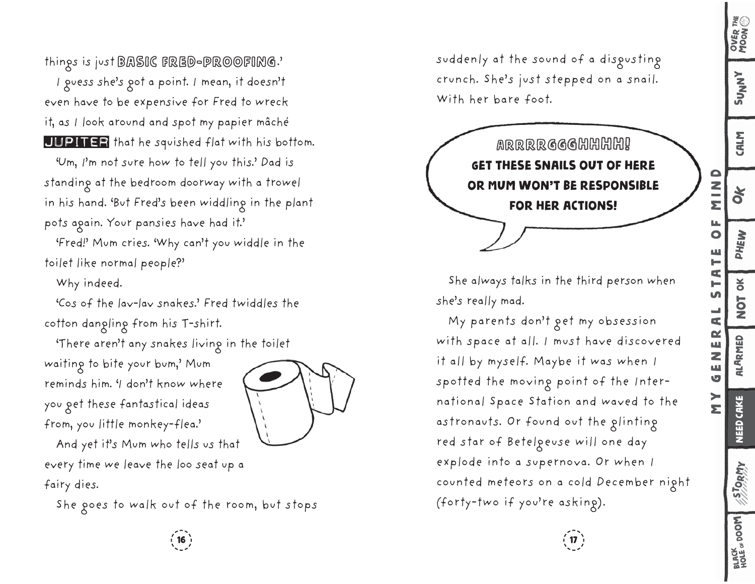things is just **BASIC FRED-PROOFING**.'

I guess she's got a point. I mean, it doesn't even have to be expensive for Fred to wreck it, as I look around and spot my papier mâché **JUPITER** that he squished flat with his bottom.

'Um, I'm not sure how to tell you this.' Dad is standing at the bedroom doorway with a trowel in his hand. 'But Fred's been widdling in the plant pots again. Your pansies have had it.'

'Fred!' Mum cries. 'Why can't you widdle in the toilet like normal people?'

Why indeed.

'Cos of the lav-lav snakes.' Fred twiddles the cotton dangling from his T-shirt.

'There aren't any snakes living in the toilet waiting to bite your bum,' Mum reminds him. 'I don't know where you get these fantastical ideas from, you little monkey-flea.'

And yet it's Mum who tells us that every time we leave the loo seat up a fairy dies.

She goes to walk out of the room, but stops suddenly at the sound of a disgusting crunch. She's just stepped on a snail. With her bare foot.

**ARRRRGGGHHHH!**
**GET THESE SNAILS OUT OF HERE OR MUM WON'T BE RESPONSIBLE FOR HER ACTIONS!**

She always talks in the third person when she's really mad.

My parents don't get my obsession with space at all. I must have discovered it all by myself. Maybe it was when I spotted the moving point of the International Space Station and waved to the astronauts. Or found out the glinting red star of Betelgeuse will one day explode into a supernova. Or when I counted meteors on a cold December night (forty-two if you're asking).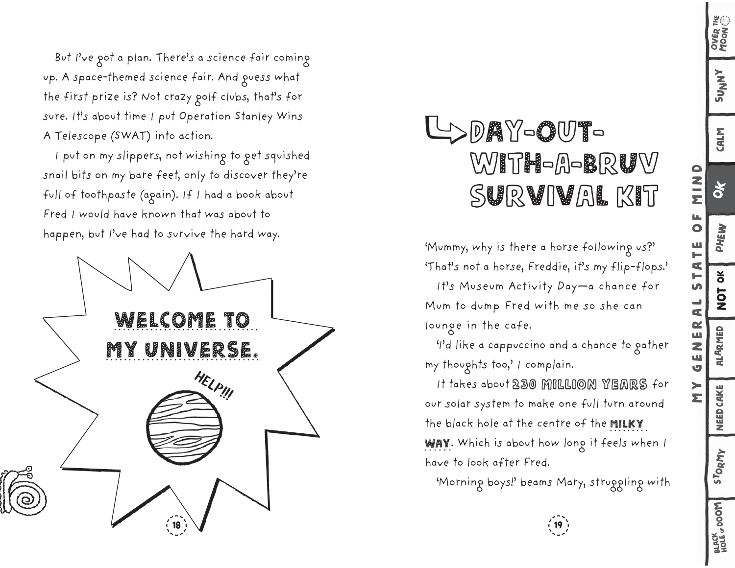But I've got a plan. There's a science fair coming up. A space-themed science fair. And guess what the first prize is? Not crazy golf clubs, that's for sure. It's about time I put Operation Stanley Wins A Telescope (SWAT) into action.

I put on my slippers, not wishing to get squished snail bits on my bare feet, only to discover they're full of toothpaste (again). If I had a book about Fred I would have known that was about to happen, but I've had to survive the hard way.

**WELCOME TO MY UNIVERSE.**

HELP!!!

## DAY-OUT-WITH-A-BRUV SURVIVAL KIT

'Mummy, why is there a horse following us?'

'That's not a horse, Freddie, it's my flip-flops.'

It's Museum Activity Day—a chance for Mum to dump Fred with me so she can lounge in the cafe.

'I'd like a cappuccino and a chance to gather my thoughts too,' I complain.

It takes about **230 MILLION YEARS** for our solar system to make one full turn around the black hole at the centre of the **MILKY WAY**. Which is about how long it feels when I have to look after Fred.

'Morning boys!' beams Mary, struggling with

MY GENERAL STATE OF MIND

OVER THE MOON | SUNNY | CALM | **OK** | PHEW | NOT OK | ALARMED | NEED CAKE | STORMY | BLACK HOLE OF DOOM